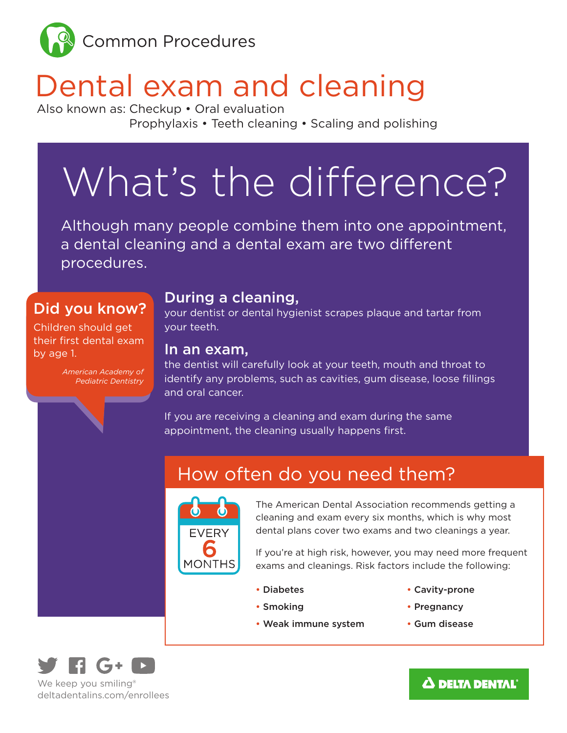Common Procedures

# Dental exam and cleaning

Also known as: Checkup • Oral evaluation
Prophylaxis • Teeth cleaning • Scaling and polishing

## What's the difference?

Although many people combine them into one appointment, a dental cleaning and a dental exam are two different procedures.

### Did you know?

Children should get their first dental exam by age 1.

*American Academy of Pediatric Dentistry*

### During a cleaning,

your dentist or dental hygienist scrapes plaque and tartar from your teeth.

### In an exam,

the dentist will carefully look at your teeth, mouth and throat to identify any problems, such as cavities, gum disease, loose fillings and oral cancer.

If you are receiving a cleaning and exam during the same appointment, the cleaning usually happens first.

## How often do you need them?

EVERY 6 MONTHS

The American Dental Association recommends getting a cleaning and exam every six months, which is why most dental plans cover two exams and two cleanings a year.

If you're at high risk, however, you may need more frequent exams and cleanings. Risk factors include the following:

- **Diabetes**
- **Smoking**
- **Weak immune system**
- **Cavity-prone**
- **Pregnancy**
- **Gum disease**

We keep you smiling®
deltadentalins.com/enrollees

DELTA DENTAL®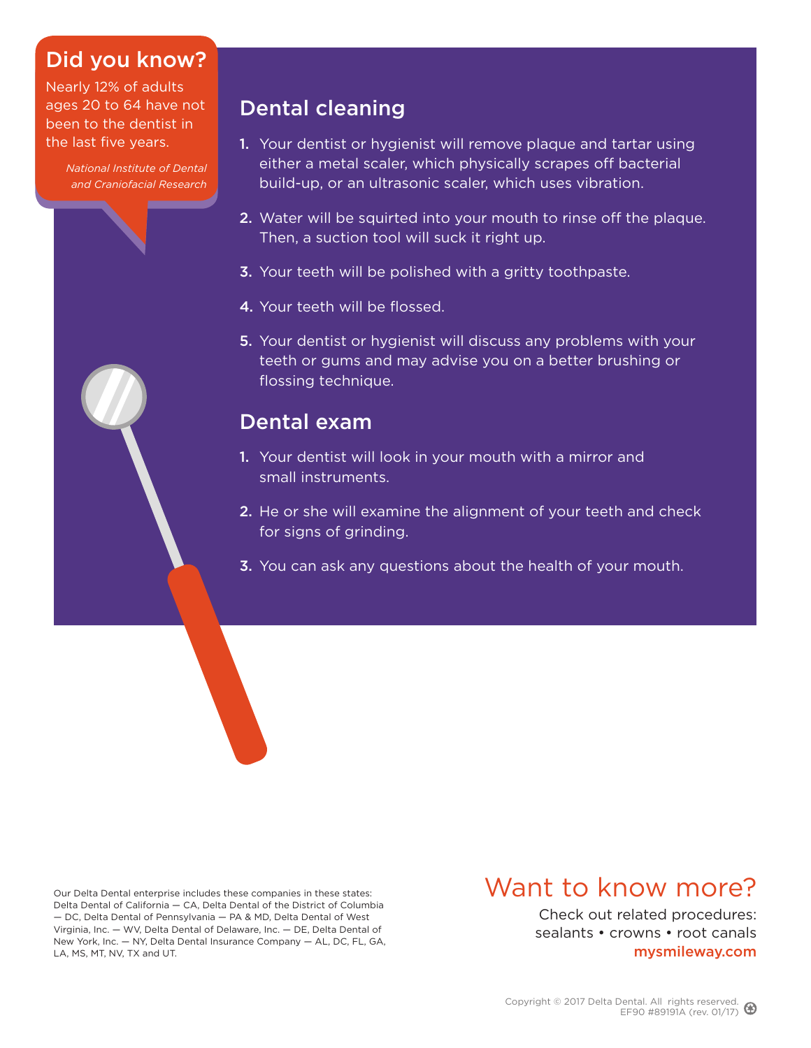## Did you know?

Nearly 12% of adults ages 20 to 64 have not been to the dentist in the last five years.

*National Institute of Dental and Craniofacial Research*

## Dental cleaning

1. Your dentist or hygienist will remove plaque and tartar using either a metal scaler, which physically scrapes off bacterial build-up, or an ultrasonic scaler, which uses vibration.
2. Water will be squirted into your mouth to rinse off the plaque. Then, a suction tool will suck it right up.
3. Your teeth will be polished with a gritty toothpaste.
4. Your teeth will be flossed.
5. Your dentist or hygienist will discuss any problems with your teeth or gums and may advise you on a better brushing or flossing technique.

## Dental exam

1. Your dentist will look in your mouth with a mirror and small instruments.
2. He or she will examine the alignment of your teeth and check for signs of grinding.
3. You can ask any questions about the health of your mouth.

Our Delta Dental enterprise includes these companies in these states: Delta Dental of California — CA, Delta Dental of the District of Columbia — DC, Delta Dental of Pennsylvania — PA & MD, Delta Dental of West Virginia, Inc. — WV, Delta Dental of Delaware, Inc. — DE, Delta Dental of New York, Inc. — NY, Delta Dental Insurance Company — AL, DC, FL, GA, LA, MS, MT, NV, TX and UT.

## Want to know more?

Check out related procedures:
sealants • crowns • root canals
**mysmileway.com**

Copyright © 2017 Delta Dental. All rights reserved.
EF90 #89191A (rev. 01/17)